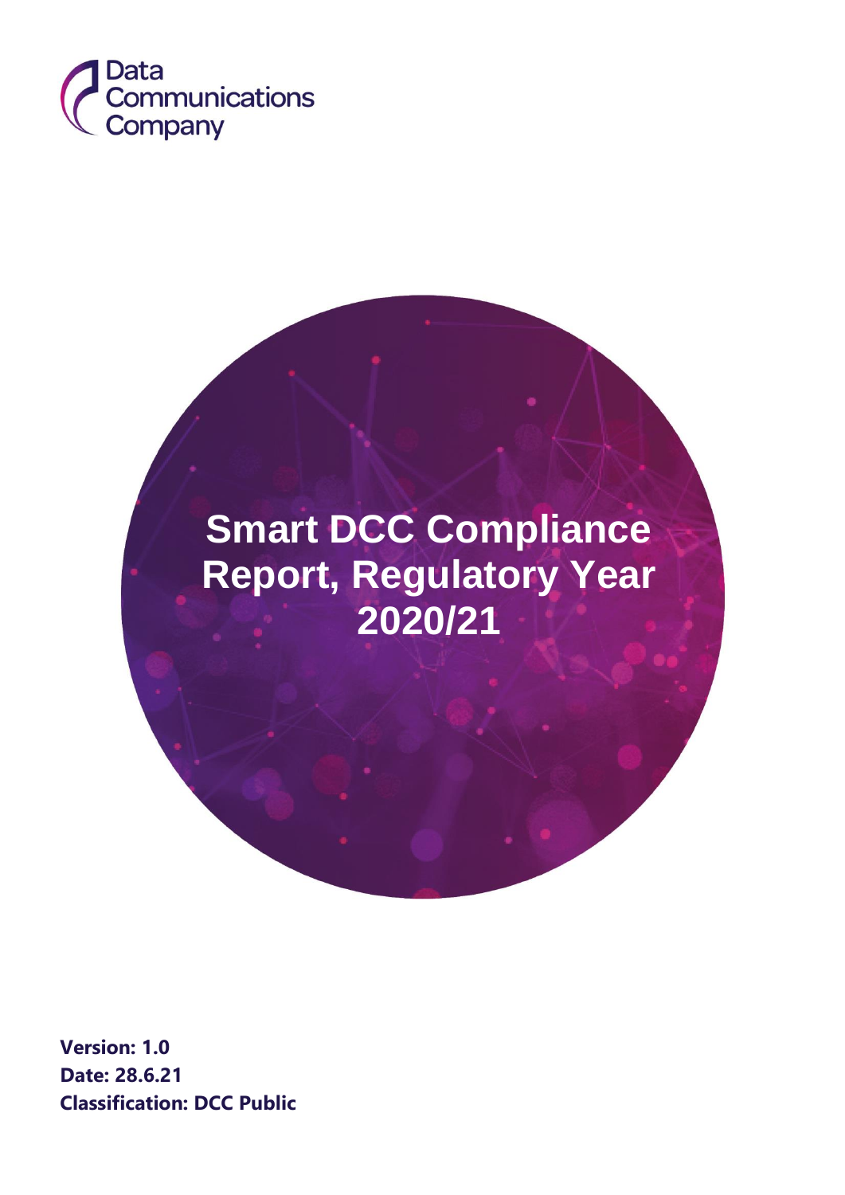Data Communications Company

# Smart DCC Compliance Report, Regulatory Year 2020/21

**Version: 1.0**
**Date: 28.6.21**
**Classification: DCC Public**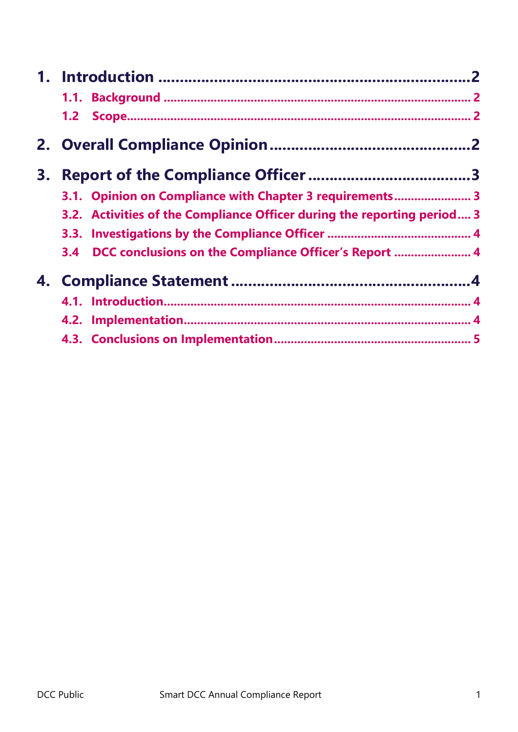1. Introduction ........................................................................2
   - 1.1. Background ........................................................................ 2
   - 1.2 Scope........................................................................ 2
2. Overall Compliance Opinion ........................................................................2
3. Report of the Compliance Officer ........................................................................3
   - 3.1. Opinion on Compliance with Chapter 3 requirements........................ 3
   - 3.2. Activities of the Compliance Officer during the reporting period.... 3
   - 3.3. Investigations by the Compliance Officer ........................................ 4
   - 3.4 DCC conclusions on the Compliance Officer's Report ........................ 4
4. Compliance Statement ........................................................................4
   - 4.1. Introduction........................................................................ 4
   - 4.2. Implementation........................................................................ 4
   - 4.3. Conclusions on Implementation........................................................................ 5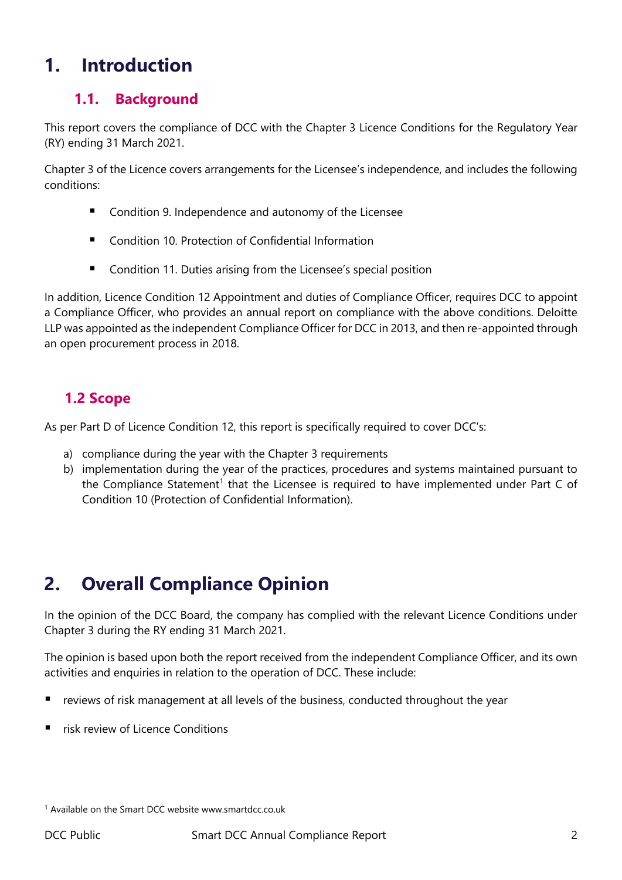# 1. Introduction

## 1.1. Background

This report covers the compliance of DCC with the Chapter 3 Licence Conditions for the Regulatory Year (RY) ending 31 March 2021.

Chapter 3 of the Licence covers arrangements for the Licensee's independence, and includes the following conditions:

- Condition 9. Independence and autonomy of the Licensee
- Condition 10. Protection of Confidential Information
- Condition 11. Duties arising from the Licensee's special position

In addition, Licence Condition 12 Appointment and duties of Compliance Officer, requires DCC to appoint a Compliance Officer, who provides an annual report on compliance with the above conditions. Deloitte LLP was appointed as the independent Compliance Officer for DCC in 2013, and then re-appointed through an open procurement process in 2018.

## 1.2 Scope

As per Part D of Licence Condition 12, this report is specifically required to cover DCC's:

a) compliance during the year with the Chapter 3 requirements
b) implementation during the year of the practices, procedures and systems maintained pursuant to the Compliance Statement[1] that the Licensee is required to have implemented under Part C of Condition 10 (Protection of Confidential Information).

# 2. Overall Compliance Opinion

In the opinion of the DCC Board, the company has complied with the relevant Licence Conditions under Chapter 3 during the RY ending 31 March 2021.

The opinion is based upon both the report received from the independent Compliance Officer, and its own activities and enquiries in relation to the operation of DCC. These include:

- reviews of risk management at all levels of the business, conducted throughout the year
- risk review of Licence Conditions

[1] Available on the Smart DCC website www.smartdcc.co.uk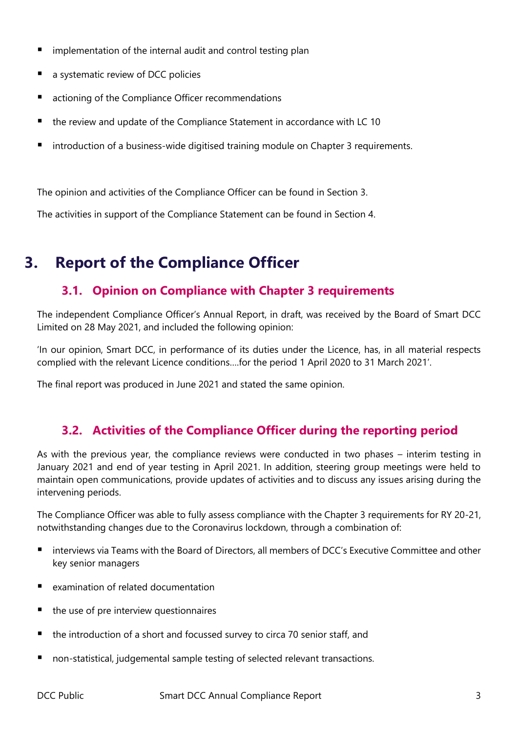- implementation of the internal audit and control testing plan
- a systematic review of DCC policies
- actioning of the Compliance Officer recommendations
- the review and update of the Compliance Statement in accordance with LC 10
- introduction of a business-wide digitised training module on Chapter 3 requirements.

The opinion and activities of the Compliance Officer can be found in Section 3.

The activities in support of the Compliance Statement can be found in Section 4.

# 3. Report of the Compliance Officer

## 3.1. Opinion on Compliance with Chapter 3 requirements

The independent Compliance Officer's Annual Report, in draft, was received by the Board of Smart DCC Limited on 28 May 2021, and included the following opinion:

'In our opinion, Smart DCC, in performance of its duties under the Licence, has, in all material respects complied with the relevant Licence conditions….for the period 1 April 2020 to 31 March 2021'.

The final report was produced in June 2021 and stated the same opinion.

## 3.2. Activities of the Compliance Officer during the reporting period

As with the previous year, the compliance reviews were conducted in two phases – interim testing in January 2021 and end of year testing in April 2021. In addition, steering group meetings were held to maintain open communications, provide updates of activities and to discuss any issues arising during the intervening periods.

The Compliance Officer was able to fully assess compliance with the Chapter 3 requirements for RY 20-21, notwithstanding changes due to the Coronavirus lockdown, through a combination of:

- interviews via Teams with the Board of Directors, all members of DCC's Executive Committee and other key senior managers
- examination of related documentation
- the use of pre interview questionnaires
- the introduction of a short and focussed survey to circa 70 senior staff, and
- non-statistical, judgemental sample testing of selected relevant transactions.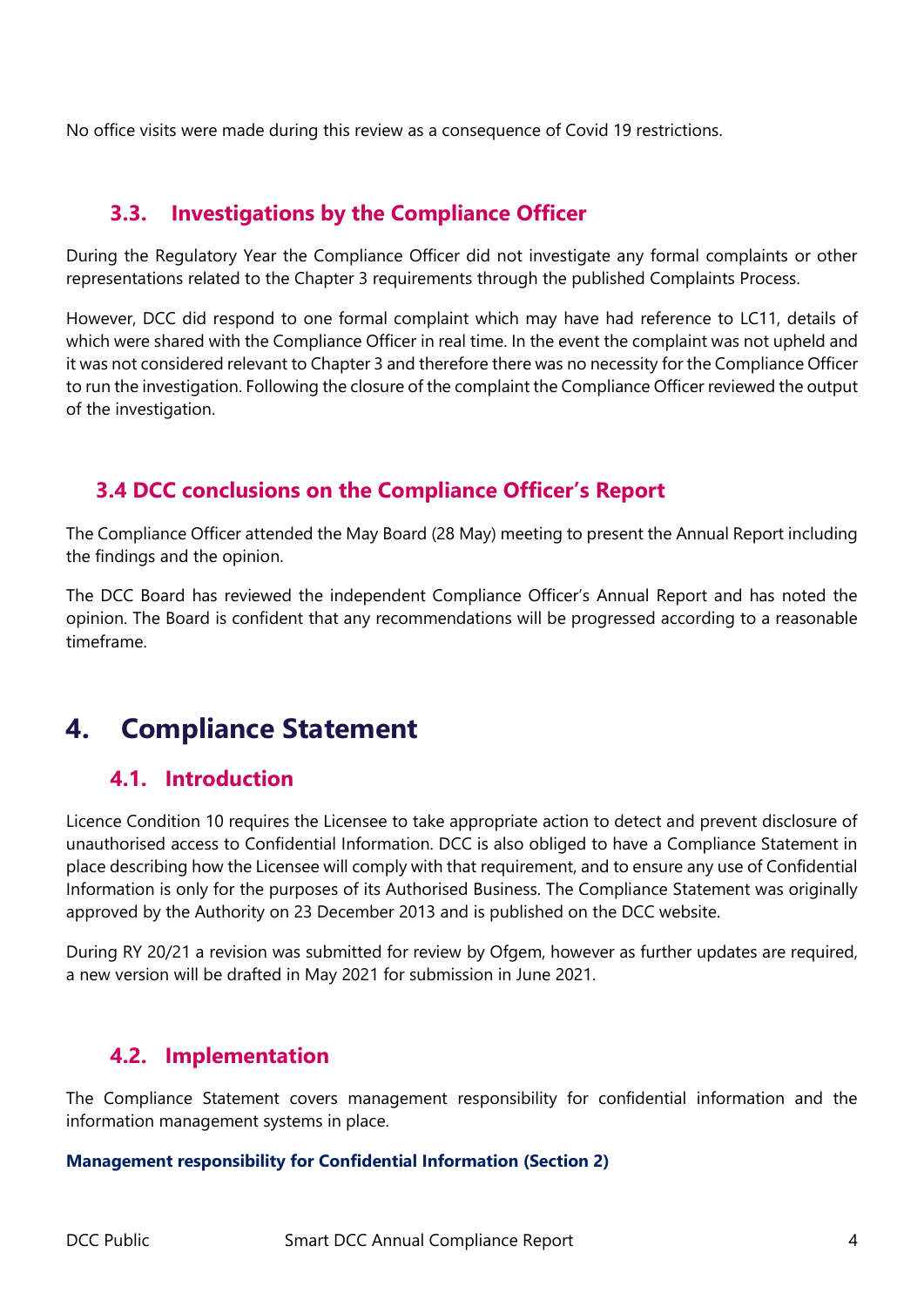No office visits were made during this review as a consequence of Covid 19 restrictions.

### 3.3. Investigations by the Compliance Officer

During the Regulatory Year the Compliance Officer did not investigate any formal complaints or other representations related to the Chapter 3 requirements through the published Complaints Process.

However, DCC did respond to one formal complaint which may have had reference to LC11, details of which were shared with the Compliance Officer in real time. In the event the complaint was not upheld and it was not considered relevant to Chapter 3 and therefore there was no necessity for the Compliance Officer to run the investigation. Following the closure of the complaint the Compliance Officer reviewed the output of the investigation.

### 3.4 DCC conclusions on the Compliance Officer's Report

The Compliance Officer attended the May Board (28 May) meeting to present the Annual Report including the findings and the opinion.

The DCC Board has reviewed the independent Compliance Officer's Annual Report and has noted the opinion. The Board is confident that any recommendations will be progressed according to a reasonable timeframe.

## 4. Compliance Statement

### 4.1. Introduction

Licence Condition 10 requires the Licensee to take appropriate action to detect and prevent disclosure of unauthorised access to Confidential Information. DCC is also obliged to have a Compliance Statement in place describing how the Licensee will comply with that requirement, and to ensure any use of Confidential Information is only for the purposes of its Authorised Business. The Compliance Statement was originally approved by the Authority on 23 December 2013 and is published on the DCC website.

During RY 20/21 a revision was submitted for review by Ofgem, however as further updates are required, a new version will be drafted in May 2021 for submission in June 2021.

### 4.2. Implementation

The Compliance Statement covers management responsibility for confidential information and the information management systems in place.

**Management responsibility for Confidential Information (Section 2)**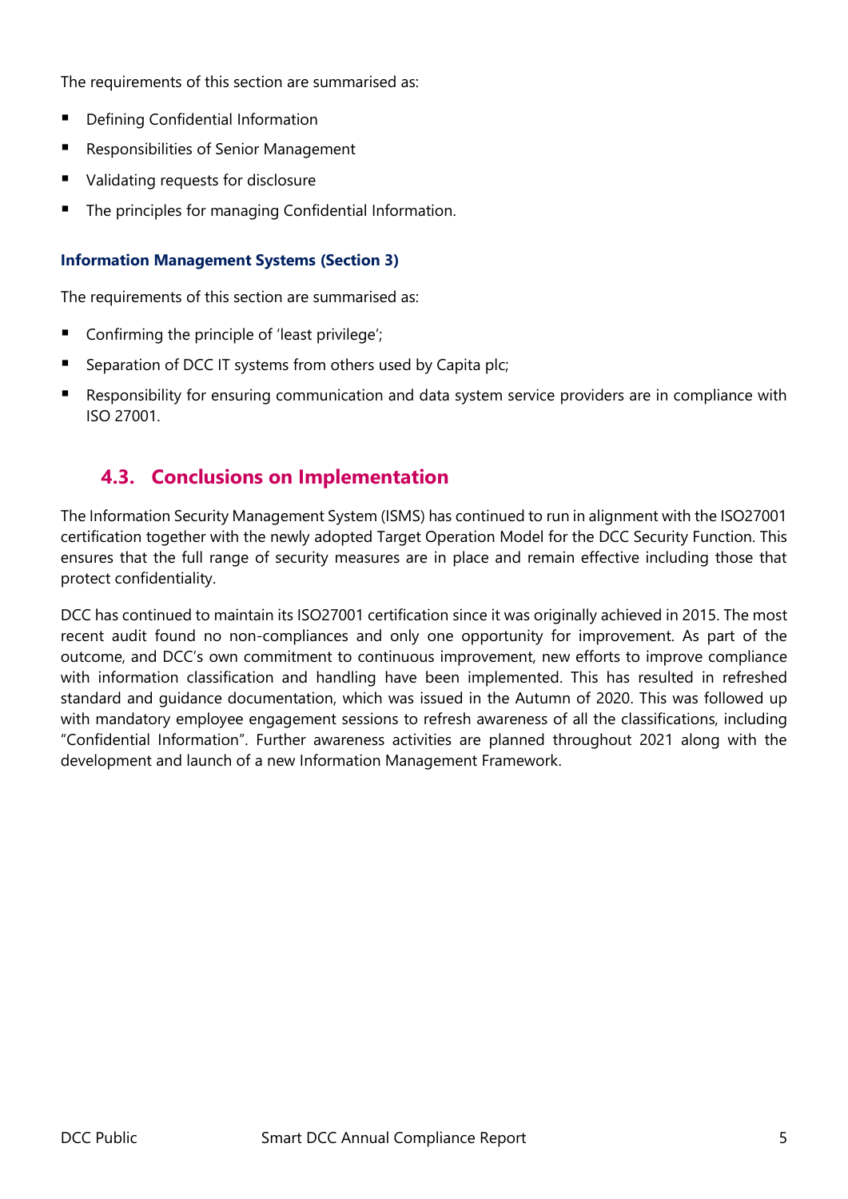The requirements of this section are summarised as:

- Defining Confidential Information
- Responsibilities of Senior Management
- Validating requests for disclosure
- The principles for managing Confidential Information.

**Information Management Systems (Section 3)**

The requirements of this section are summarised as:

- Confirming the principle of 'least privilege';
- Separation of DCC IT systems from others used by Capita plc;
- Responsibility for ensuring communication and data system service providers are in compliance with ISO 27001.

## 4.3. Conclusions on Implementation

The Information Security Management System (ISMS) has continued to run in alignment with the ISO27001 certification together with the newly adopted Target Operation Model for the DCC Security Function. This ensures that the full range of security measures are in place and remain effective including those that protect confidentiality.

DCC has continued to maintain its ISO27001 certification since it was originally achieved in 2015. The most recent audit found no non-compliances and only one opportunity for improvement. As part of the outcome, and DCC's own commitment to continuous improvement, new efforts to improve compliance with information classification and handling have been implemented. This has resulted in refreshed standard and guidance documentation, which was issued in the Autumn of 2020. This was followed up with mandatory employee engagement sessions to refresh awareness of all the classifications, including "Confidential Information". Further awareness activities are planned throughout 2021 along with the development and launch of a new Information Management Framework.